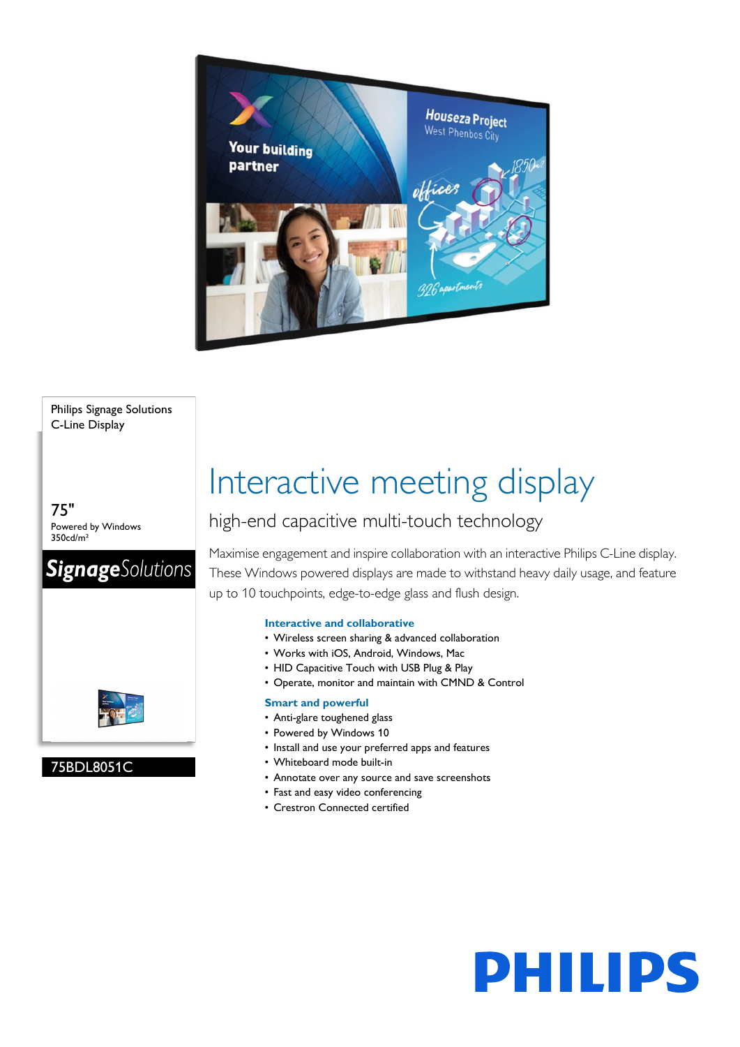Philips Signage Solutions
C-Line Display

75"
Powered by Windows
350cd/m²

**Signage**Solutions

75BDL8051C

# Interactive meeting display

## high-end capacitive multi-touch technology

Maximise engagement and inspire collaboration with an interactive Philips C-Line display. These Windows powered displays are made to withstand heavy daily usage, and feature up to 10 touchpoints, edge-to-edge glass and flush design.

### Interactive and collaborative

- Wireless screen sharing & advanced collaboration
- Works with iOS, Android, Windows, Mac
- HID Capacitive Touch with USB Plug & Play
- Operate, monitor and maintain with CMND & Control

### Smart and powerful

- Anti-glare toughened glass
- Powered by Windows 10
- Install and use your preferred apps and features
- Whiteboard mode built-in
- Annotate over any source and save screenshots
- Fast and easy video conferencing
- Crestron Connected certified

PHILIPS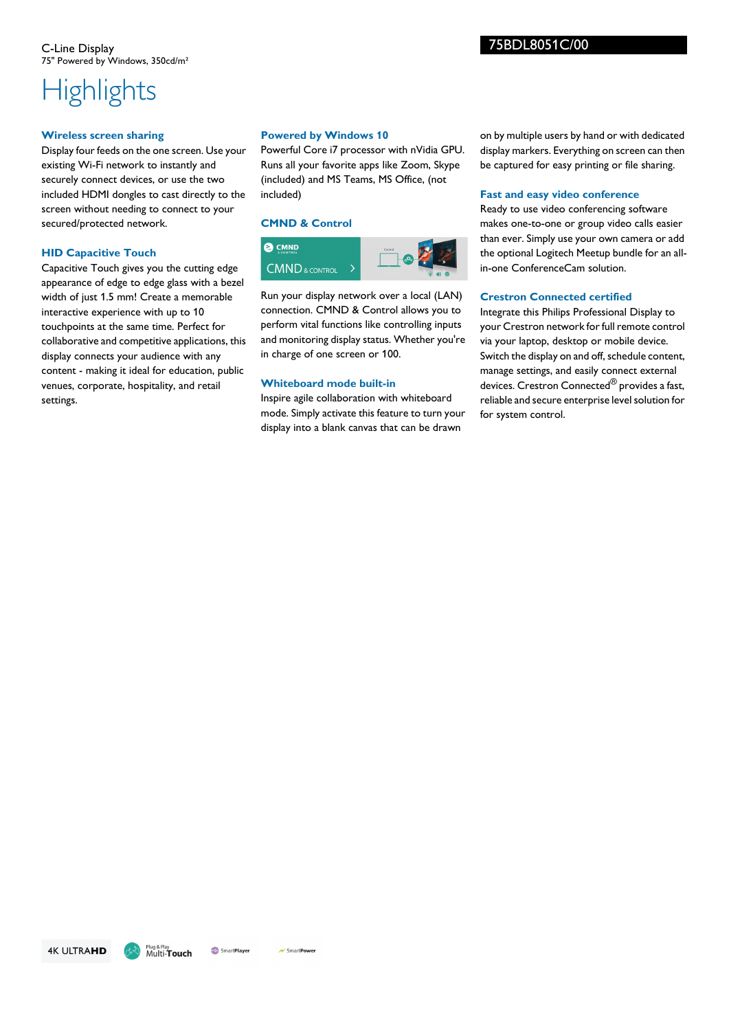C-Line Display
75" Powered by Windows, 350cd/m²

75BDL8051C/00

# Highlights

## Wireless screen sharing

Display four feeds on the one screen. Use your existing Wi-Fi network to instantly and securely connect devices, or use the two included HDMI dongles to cast directly to the screen without needing to connect to your secured/protected network.

## HID Capacitive Touch

Capacitive Touch gives you the cutting edge appearance of edge to edge glass with a bezel width of just 1.5 mm! Create a memorable interactive experience with up to 10 touchpoints at the same time. Perfect for collaborative and competitive applications, this display connects your audience with any content - making it ideal for education, public venues, corporate, hospitality, and retail settings.

## Powered by Windows 10

Powerful Core i7 processor with nVidia GPU. Runs all your favorite apps like Zoom, Skype (included) and MS Teams, MS Office, (not included)

## CMND & Control

Run your display network over a local (LAN) connection. CMND & Control allows you to perform vital functions like controlling inputs and monitoring display status. Whether you're in charge of one screen or 100.

## Whiteboard mode built-in

Inspire agile collaboration with whiteboard mode. Simply activate this feature to turn your display into a blank canvas that can be drawn on by multiple users by hand or with dedicated display markers. Everything on screen can then be captured for easy printing or file sharing.

## Fast and easy video conference

Ready to use video conferencing software makes one-to-one or group video calls easier than ever. Simply use your own camera or add the optional Logitech Meetup bundle for an all-in-one ConferenceCam solution.

## Crestron Connected certified

Integrate this Philips Professional Display to your Crestron network for full remote control via your laptop, desktop or mobile device. Switch the display on and off, schedule content, manage settings, and easily connect external devices. Crestron Connected® provides a fast, reliable and secure enterprise level solution for for system control.

4K ULTRAHD | Plug & Play Multi-Touch | SmartPlayer | SmartPower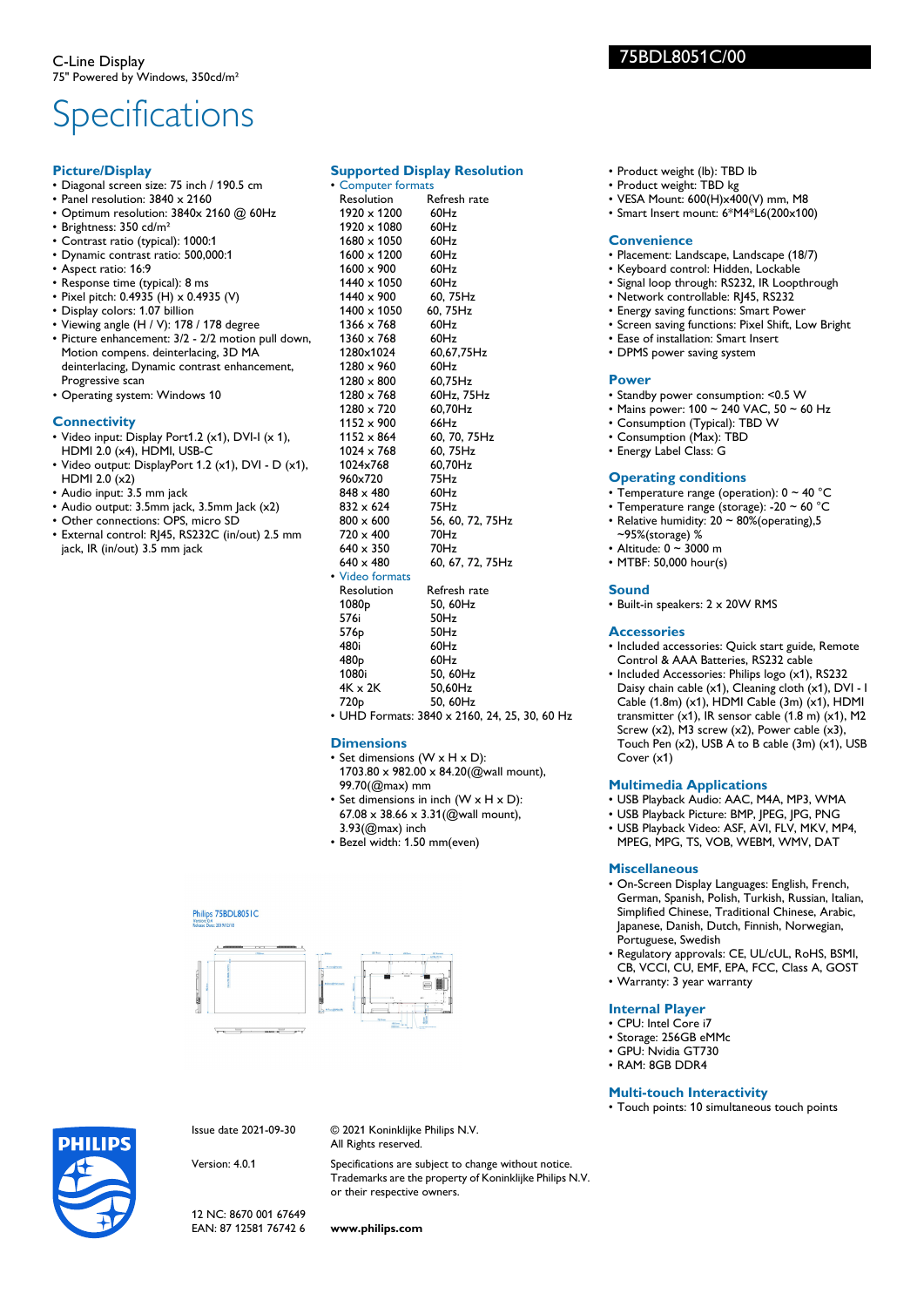C-Line Display
75" Powered by Windows, 350cd/m²

75BDL8051C/00

# Specifications

## Picture/Display
- Diagonal screen size: 75 inch / 190.5 cm
- Panel resolution: 3840 x 2160
- Optimum resolution: 3840x 2160 @ 60Hz
- Brightness: 350 cd/m²
- Contrast ratio (typical): 1000:1
- Dynamic contrast ratio: 500,000:1
- Aspect ratio: 16:9
- Response time (typical): 8 ms
- Pixel pitch: 0.4935 (H) x 0.4935 (V)
- Display colors: 1.07 billion
- Viewing angle (H / V): 178 / 178 degree
- Picture enhancement: 3/2 - 2/2 motion pull down, Motion compens. deinterlacing, 3D MA deinterlacing, Dynamic contrast enhancement, Progressive scan
- Operating system: Windows 10

## Connectivity
- Video input: Display Port1.2 (x1), DVI-I (x 1), HDMI 2.0 (x4), HDMI, USB-C
- Video output: DisplayPort 1.2 (x1), DVI - D (x1), HDMI 2.0 (x2)
- Audio input: 3.5 mm jack
- Audio output: 3.5mm jack, 3.5mm Jack (x2)
- Other connections: OPS, micro SD
- External control: RJ45, RS232C (in/out) 2.5 mm jack, IR (in/out) 3.5 mm jack

## Supported Display Resolution
- Computer formats

| Resolution | Refresh rate |
|---|---|
| 1920 x 1200 | 60Hz |
| 1920 x 1080 | 60Hz |
| 1680 x 1050 | 60Hz |
| 1600 x 1200 | 60Hz |
| 1600 x 900 | 60Hz |
| 1440 x 1050 | 60Hz |
| 1440 x 900 | 60, 75Hz |
| 1400 x 1050 | 60, 75Hz |
| 1366 x 768 | 60Hz |
| 1360 x 768 | 60Hz |
| 1280x1024 | 60,67,75Hz |
| 1280 x 960 | 60Hz |
| 1280 x 800 | 60,75Hz |
| 1280 x 768 | 60Hz, 75Hz |
| 1280 x 720 | 60,70Hz |
| 1152 x 900 | 66Hz |
| 1152 x 864 | 60, 70, 75Hz |
| 1024 x 768 | 60, 75Hz |
| 1024x768 | 60,70Hz |
| 960x720 | 75Hz |
| 848 x 480 | 60Hz |
| 832 x 624 | 75Hz |
| 800 x 600 | 56, 60, 72, 75Hz |
| 720 x 400 | 70Hz |
| 640 x 350 | 70Hz |
| 640 x 480 | 60, 67, 72, 75Hz |

- Video formats

| Resolution | Refresh rate |
|---|---|
| 1080p | 50, 60Hz |
| 576i | 50Hz |
| 576p | 50Hz |
| 480i | 60Hz |
| 480p | 60Hz |
| 1080i | 50, 60Hz |
| 4K x 2K | 50,60Hz |
| 720p | 50, 60Hz |

- UHD Formats: 3840 x 2160, 24, 25, 30, 60 Hz

## Dimensions
- Set dimensions (W x H x D): 1703.80 x 982.00 x 84.20(@wall mount), 99.70(@max) mm
- Set dimensions in inch (W x H x D): 67.08 x 38.66 x 3.31(@wall mount), 3.93(@max) inch
- Bezel width: 1.50 mm(even)
- Product weight (lb): TBD lb
- Product weight: TBD kg
- VESA Mount: 600(H)x400(V) mm, M8
- Smart Insert mount: 6*M4*L6(200x100)

## Convenience
- Placement: Landscape, Landscape (18/7)
- Keyboard control: Hidden, Lockable
- Signal loop through: RS232, IR Loopthrough
- Network controllable: RJ45, RS232
- Energy saving functions: Smart Power
- Screen saving functions: Pixel Shift, Low Bright
- Ease of installation: Smart Insert
- DPMS power saving system

## Power
- Standby power consumption: <0.5 W
- Mains power: 100 ~ 240 VAC, 50 ~ 60 Hz
- Consumption (Typical): TBD W
- Consumption (Max): TBD
- Energy Label Class: G

## Operating conditions
- Temperature range (operation): 0 ~ 40 °C
- Temperature range (storage): -20 ~ 60 °C
- Relative humidity: 20 ~ 80%(operating),5 ~95%(storage) %
- Altitude: 0 ~ 3000 m
- MTBF: 50,000 hour(s)

## Sound
- Built-in speakers: 2 x 20W RMS

## Accessories
- Included accessories: Quick start guide, Remote Control & AAA Batteries, RS232 cable
- Included Accessories: Philips logo (x1), RS232 Daisy chain cable (x1), Cleaning cloth (x1), DVI - I Cable (1.8m) (x1), HDMI Cable (3m) (x1), HDMI transmitter (x1), IR sensor cable (1.8 m) (x1), M2 Screw (x2), M3 screw (x2), Power cable (x3), Touch Pen (x2), USB A to B cable (3m) (x1), USB Cover (x1)

## Multimedia Applications
- USB Playback Audio: AAC, M4A, MP3, WMA
- USB Playback Picture: BMP, JPEG, JPG, PNG
- USB Playback Video: ASF, AVI, FLV, MKV, MP4, MPEG, MPG, TS, VOB, WEBM, WMV, DAT

## Miscellaneous
- On-Screen Display Languages: English, French, German, Spanish, Polish, Turkish, Russian, Italian, Simplified Chinese, Traditional Chinese, Arabic, Japanese, Danish, Dutch, Finnish, Norwegian, Portuguese, Swedish
- Regulatory approvals: CE, UL/cUL, RoHS, BSMI, CB, VCCI, CU, EMF, EPA, FCC, Class A, GOST
- Warranty: 3 year warranty

## Internal Player
- CPU: Intel Core i7
- Storage: 256GB eMMc
- GPU: Nvidia GT730
- RAM: 8GB DDR4

## Multi-touch Interactivity
- Touch points: 10 simultaneous touch points

Issue date 2021-09-30

Version: 4.0.1

12 NC: 8670 001 67649
EAN: 87 12581 76742 6

© 2021 Koninklijke Philips N.V.
All Rights reserved.

Specifications are subject to change without notice. Trademarks are the property of Koninklijke Philips N.V. or their respective owners.

www.philips.com